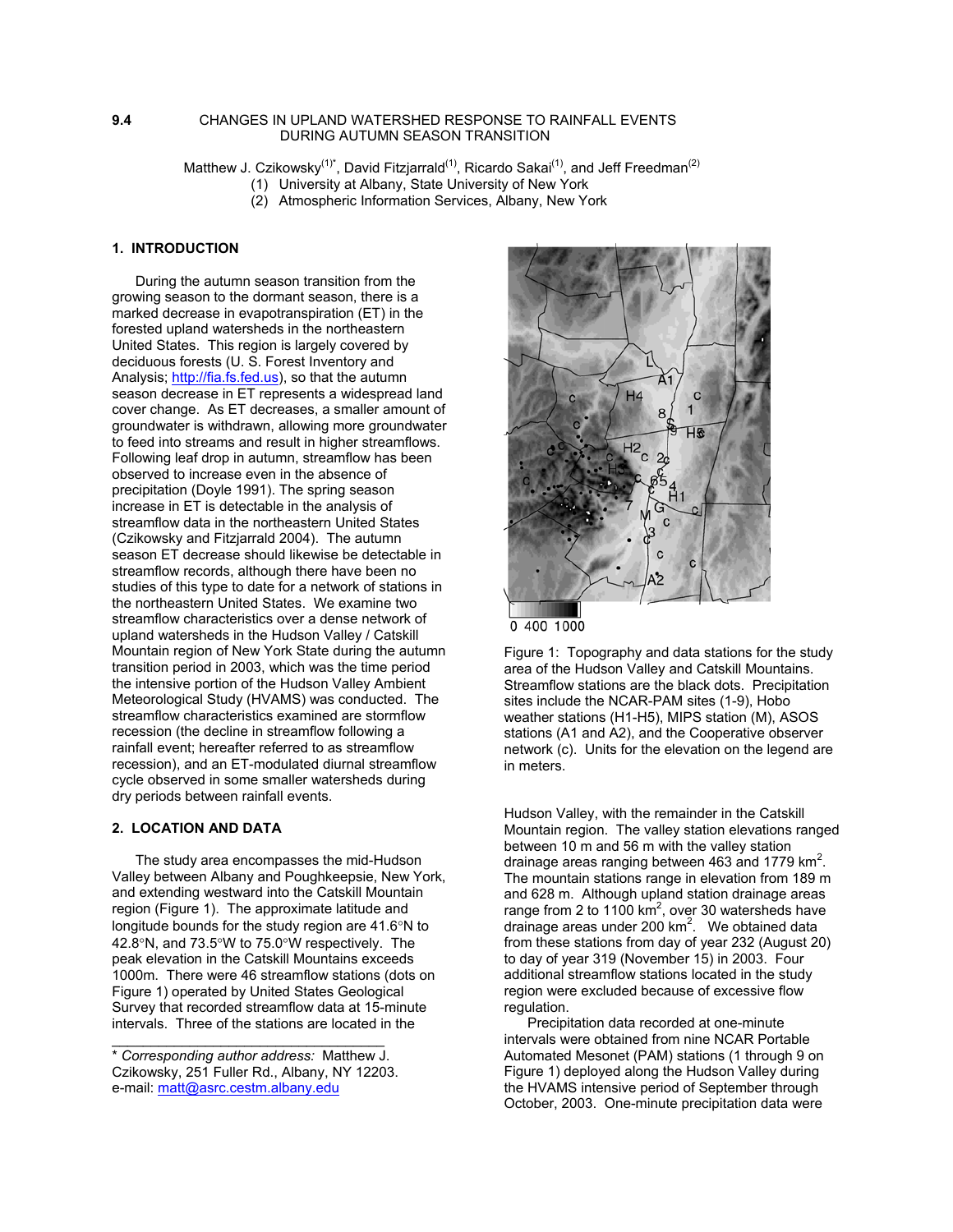# 9.4 CHANGES IN UPLAND WATERSHED RESPONSE TO RAINFALL EVENTS DURING AUTUMN SEASON TRANSITION

Matthew J. Czikowsky[(1)*], David Fitzjarrald[(1)], Ricardo Sakai[(1)], and Jeff Freedman[(2)]

(1) University at Albany, State University of New York

(2) Atmospheric Information Services, Albany, New York

## 1. INTRODUCTION

During the autumn season transition from the growing season to the dormant season, there is a marked decrease in evapotranspiration (ET) in the forested upland watersheds in the northeastern United States. This region is largely covered by deciduous forests (U. S. Forest Inventory and Analysis; http://fia.fs.fed.us), so that the autumn season decrease in ET represents a widespread land cover change. As ET decreases, a smaller amount of groundwater is withdrawn, allowing more groundwater to feed into streams and result in higher streamflows. Following leaf drop in autumn, streamflow has been observed to increase even in the absence of precipitation (Doyle 1991). The spring season increase in ET is detectable in the analysis of streamflow data in the northeastern United States (Czikowsky and Fitzjarrald 2004). The autumn season ET decrease should likewise be detectable in streamflow records, although there have been no studies of this type to date for a network of stations in the northeastern United States. We examine two streamflow characteristics over a dense network of upland watersheds in the Hudson Valley / Catskill Mountain region of New York State during the autumn transition period in 2003, which was the time period the intensive portion of the Hudson Valley Ambient Meteorological Study (HVAMS) was conducted. The streamflow characteristics examined are stormflow recession (the decline in streamflow following a rainfall event; hereafter referred to as streamflow recession), and an ET-modulated diurnal streamflow cycle observed in some smaller watersheds during dry periods between rainfall events.

## 2. LOCATION AND DATA

The study area encompasses the mid-Hudson Valley between Albany and Poughkeepsie, New York, and extending westward into the Catskill Mountain region (Figure 1). The approximate latitude and longitude bounds for the study region are 41.6°N to 42.8°N, and 73.5°W to 75.0°W respectively. The peak elevation in the Catskill Mountains exceeds 1000m. There were 46 streamflow stations (dots on Figure 1) operated by United States Geological Survey that recorded streamflow data at 15-minute intervals. Three of the stations are located in the Hudson Valley, with the remainder in the Catskill Mountain region. The valley station elevations ranged between 10 m and 56 m with the valley station drainage areas ranging between 463 and 1779 km$^2$. The mountain stations range in elevation from 189 m and 628 m. Although upland station drainage areas range from 2 to 1100 km$^2$, over 30 watersheds have drainage areas under 200 km$^2$. We obtained data from these stations from day of year 232 (August 20) to day of year 319 (November 15) in 2003. Four additional streamflow stations located in the study region were excluded because of excessive flow regulation.

Figure 1: Topography and data stations for the study area of the Hudson Valley and Catskill Mountains. Streamflow stations are the black dots. Precipitation sites include the NCAR-PAM sites (1-9), Hobo weather stations (H1-H5), MIPS station (M), ASOS stations (A1 and A2), and the Cooperative observer network (c). Units for the elevation on the legend are in meters.

Precipitation data recorded at one-minute intervals were obtained from nine NCAR Portable Automated Mesonet (PAM) stations (1 through 9 on Figure 1) deployed along the Hudson Valley during the HVAMS intensive period of September through October, 2003. One-minute precipitation data were

---

\* *Corresponding author address:* Matthew J. Czikowsky, 251 Fuller Rd., Albany, NY 12203. e-mail: matt@asrc.cestm.albany.edu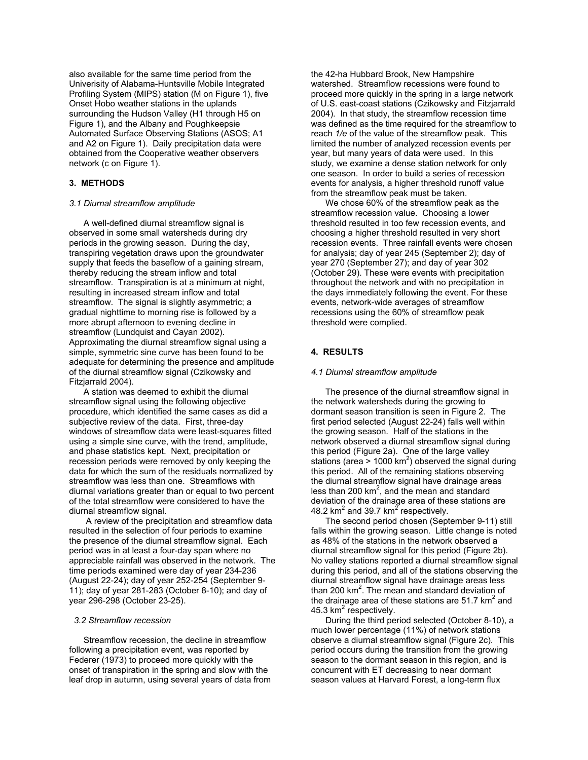also available for the same time period from the Univerisity of Alabama-Huntsville Mobile Integrated Profiling System (MIPS) station (M on Figure 1), five Onset Hobo weather stations in the uplands surrounding the Hudson Valley (H1 through H5 on Figure 1), and the Albany and Poughkeepsie Automated Surface Observing Stations (ASOS; A1 and A2 on Figure 1). Daily precipitation data were obtained from the Cooperative weather observers network (c on Figure 1).

## 3. METHODS

### *3.1 Diurnal streamflow amplitude*

A well-defined diurnal streamflow signal is observed in some small watersheds during dry periods in the growing season. During the day, transpiring vegetation draws upon the groundwater supply that feeds the baseflow of a gaining stream, thereby reducing the stream inflow and total streamflow. Transpiration is at a minimum at night, resulting in increased stream inflow and total streamflow. The signal is slightly asymmetric; a gradual nighttime to morning rise is followed by a more abrupt afternoon to evening decline in streamflow (Lundquist and Cayan 2002). Approximating the diurnal streamflow signal using a simple, symmetric sine curve has been found to be adequate for determining the presence and amplitude of the diurnal streamflow signal (Czikowsky and Fitzjarrald 2004).

A station was deemed to exhibit the diurnal streamflow signal using the following objective procedure, which identified the same cases as did a subjective review of the data. First, three-day windows of streamflow data were least-squares fitted using a simple sine curve, with the trend, amplitude, and phase statistics kept. Next, precipitation or recession periods were removed by only keeping the data for which the sum of the residuals normalized by streamflow was less than one. Streamflows with diurnal variations greater than or equal to two percent of the total streamflow were considered to have the diurnal streamflow signal.

A review of the precipitation and streamflow data resulted in the selection of four periods to examine the presence of the diurnal streamflow signal. Each period was in at least a four-day span where no appreciable rainfall was observed in the network. The time periods examined were day of year 234-236 (August 22-24); day of year 252-254 (September 9-11); day of year 281-283 (October 8-10); and day of year 296-298 (October 23-25).

### *3.2 Streamflow recession*

Streamflow recession, the decline in streamflow following a precipitation event, was reported by Federer (1973) to proceed more quickly with the onset of transpiration in the spring and slow with the leaf drop in autumn, using several years of data from the 42-ha Hubbard Brook, New Hampshire watershed. Streamflow recessions were found to proceed more quickly in the spring in a large network of U.S. east-coast stations (Czikowsky and Fitzjarrald 2004). In that study, the streamflow recession time was defined as the time required for the streamflow to reach *1/e* of the value of the streamflow peak. This limited the number of analyzed recession events per year, but many years of data were used. In this study, we examine a dense station network for only one season. In order to build a series of recession events for analysis, a higher threshold runoff value from the streamflow peak must be taken.

We chose 60% of the streamflow peak as the streamflow recession value. Choosing a lower threshold resulted in too few recession events, and choosing a higher threshold resulted in very short recession events. Three rainfall events were chosen for analysis; day of year 245 (September 2); day of year 270 (September 27); and day of year 302 (October 29). These were events with precipitation throughout the network and with no precipitation in the days immediately following the event. For these events, network-wide averages of streamflow recessions using the 60% of streamflow peak threshold were complied.

## 4. RESULTS

### *4.1 Diurnal streamflow amplitude*

The presence of the diurnal streamflow signal in the network watersheds during the growing to dormant season transition is seen in Figure 2. The first period selected (August 22-24) falls well within the growing season. Half of the stations in the network observed a diurnal streamflow signal during this period (Figure 2a). One of the large valley stations (area > 1000 km$^2$) observed the signal during this period. All of the remaining stations observing the diurnal streamflow signal have drainage areas less than 200 km$^2$, and the mean and standard deviation of the drainage area of these stations are 48.2 km$^2$ and 39.7 km$^2$ respectively.

The second period chosen (September 9-11) still falls within the growing season. Little change is noted as 48% of the stations in the network observed a diurnal streamflow signal for this period (Figure 2b). No valley stations reported a diurnal streamflow signal during this period, and all of the stations observing the diurnal streamflow signal have drainage areas less than 200 km$^2$. The mean and standard deviation of the drainage area of these stations are 51.7 km$^2$ and 45.3 km$^2$ respectively.

During the third period selected (October 8-10), a much lower percentage (11%) of network stations observe a diurnal streamflow signal (Figure 2c). This period occurs during the transition from the growing season to the dormant season in this region, and is concurrent with ET decreasing to near dormant season values at Harvard Forest, a long-term flux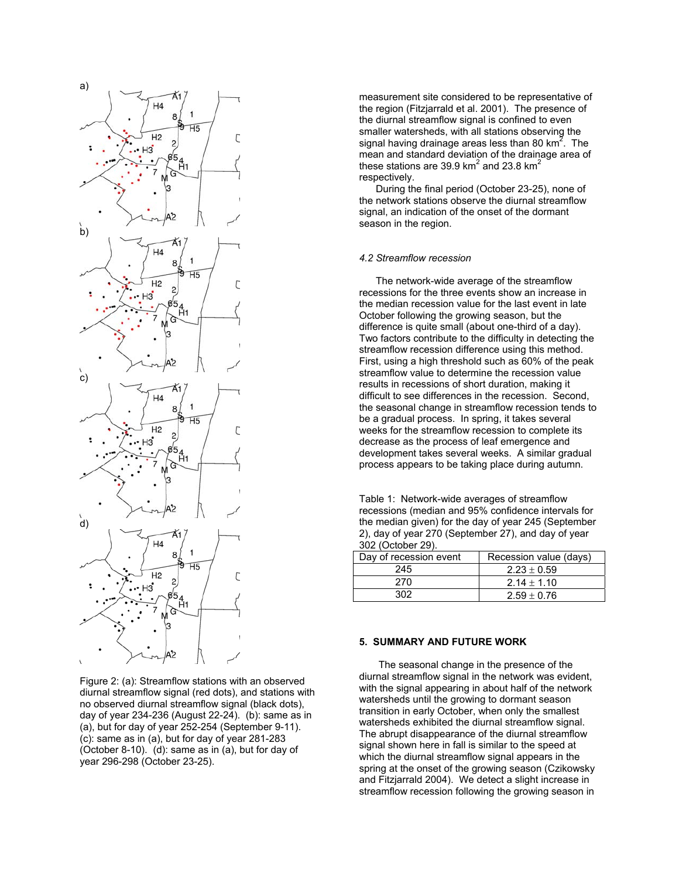Figure 2: (a): Streamflow stations with an observed diurnal streamflow signal (red dots), and stations with no observed diurnal streamflow signal (black dots), day of year 234-236 (August 22-24). (b): same as in (a), but for day of year 252-254 (September 9-11). (c): same as in (a), but for day of year 281-283 (October 8-10). (d): same as in (a), but for day of year 296-298 (October 23-25).

measurement site considered to be representative of the region (Fitzjarrald et al. 2001). The presence of the diurnal streamflow signal is confined to even smaller watersheds, with all stations observing the signal having drainage areas less than 80 km$^2$. The mean and standard deviation of the drainage area of these stations are 39.9 km$^2$ and 23.8 km$^2$ respectively.

During the final period (October 23-25), none of the network stations observe the diurnal streamflow signal, an indication of the onset of the dormant season in the region.

### *4.2 Streamflow recession*

The network-wide average of the streamflow recessions for the three events show an increase in the median recession value for the last event in late October following the growing season, but the difference is quite small (about one-third of a day). Two factors contribute to the difficulty in detecting the streamflow recession difference using this method. First, using a high threshold such as 60% of the peak streamflow value to determine the recession value results in recessions of short duration, making it difficult to see differences in the recession. Second, the seasonal change in streamflow recession tends to be a gradual process. In spring, it takes several weeks for the streamflow recession to complete its decrease as the process of leaf emergence and development takes several weeks. A similar gradual process appears to be taking place during autumn.

Table 1: Network-wide averages of streamflow recessions (median and 95% confidence intervals for the median given) for the day of year 245 (September 2), day of year 270 (September 27), and day of year 302 (October 29).

| Day of recession event | Recession value (days) |
|---|---|
| 245 | $2.23 \pm 0.59$ |
| 270 | $2.14 \pm 1.10$ |
| 302 | $2.59 \pm 0.76$ |

## 5. SUMMARY AND FUTURE WORK

The seasonal change in the presence of the diurnal streamflow signal in the network was evident, with the signal appearing in about half of the network watersheds until the growing to dormant season transition in early October, when only the smallest watersheds exhibited the diurnal streamflow signal. The abrupt disappearance of the diurnal streamflow signal shown here in fall is similar to the speed at which the diurnal streamflow signal appears in the spring at the onset of the growing season (Czikowsky and Fitzjarrald 2004). We detect a slight increase in streamflow recession following the growing season in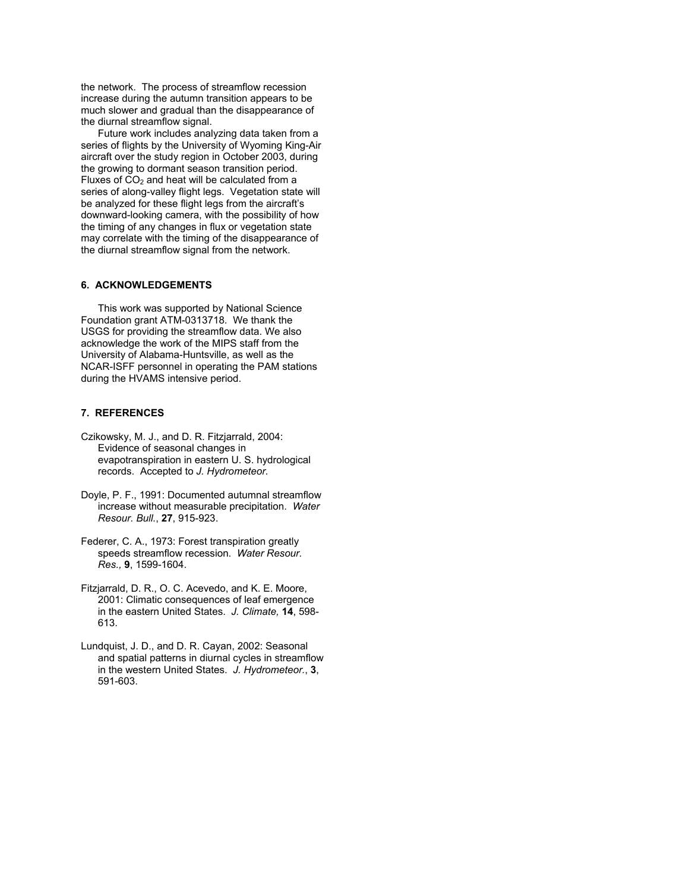the network. The process of streamflow recession increase during the autumn transition appears to be much slower and gradual than the disappearance of the diurnal streamflow signal.

Future work includes analyzing data taken from a series of flights by the University of Wyoming King-Air aircraft over the study region in October 2003, during the growing to dormant season transition period. Fluxes of $CO_2$ and heat will be calculated from a series of along-valley flight legs. Vegetation state will be analyzed for these flight legs from the aircraft's downward-looking camera, with the possibility of how the timing of any changes in flux or vegetation state may correlate with the timing of the disappearance of the diurnal streamflow signal from the network.

## 6. ACKNOWLEDGEMENTS

This work was supported by National Science Foundation grant ATM-0313718. We thank the USGS for providing the streamflow data. We also acknowledge the work of the MIPS staff from the University of Alabama-Huntsville, as well as the NCAR-ISFF personnel in operating the PAM stations during the HVAMS intensive period.

## 7. REFERENCES

Czikowsky, M. J., and D. R. Fitzjarrald, 2004: Evidence of seasonal changes in evapotranspiration in eastern U. S. hydrological records. Accepted to *J. Hydrometeor*.

Doyle, P. F., 1991: Documented autumnal streamflow increase without measurable precipitation. *Water Resour. Bull.*, **27**, 915-923.

Federer, C. A., 1973: Forest transpiration greatly speeds streamflow recession. *Water Resour. Res.,* **9**, 1599-1604.

Fitzjarrald, D. R., O. C. Acevedo, and K. E. Moore, 2001: Climatic consequences of leaf emergence in the eastern United States. *J. Climate,* **14**, 598-613.

Lundquist, J. D., and D. R. Cayan, 2002: Seasonal and spatial patterns in diurnal cycles in streamflow in the western United States. *J. Hydrometeor.*, **3**, 591-603.